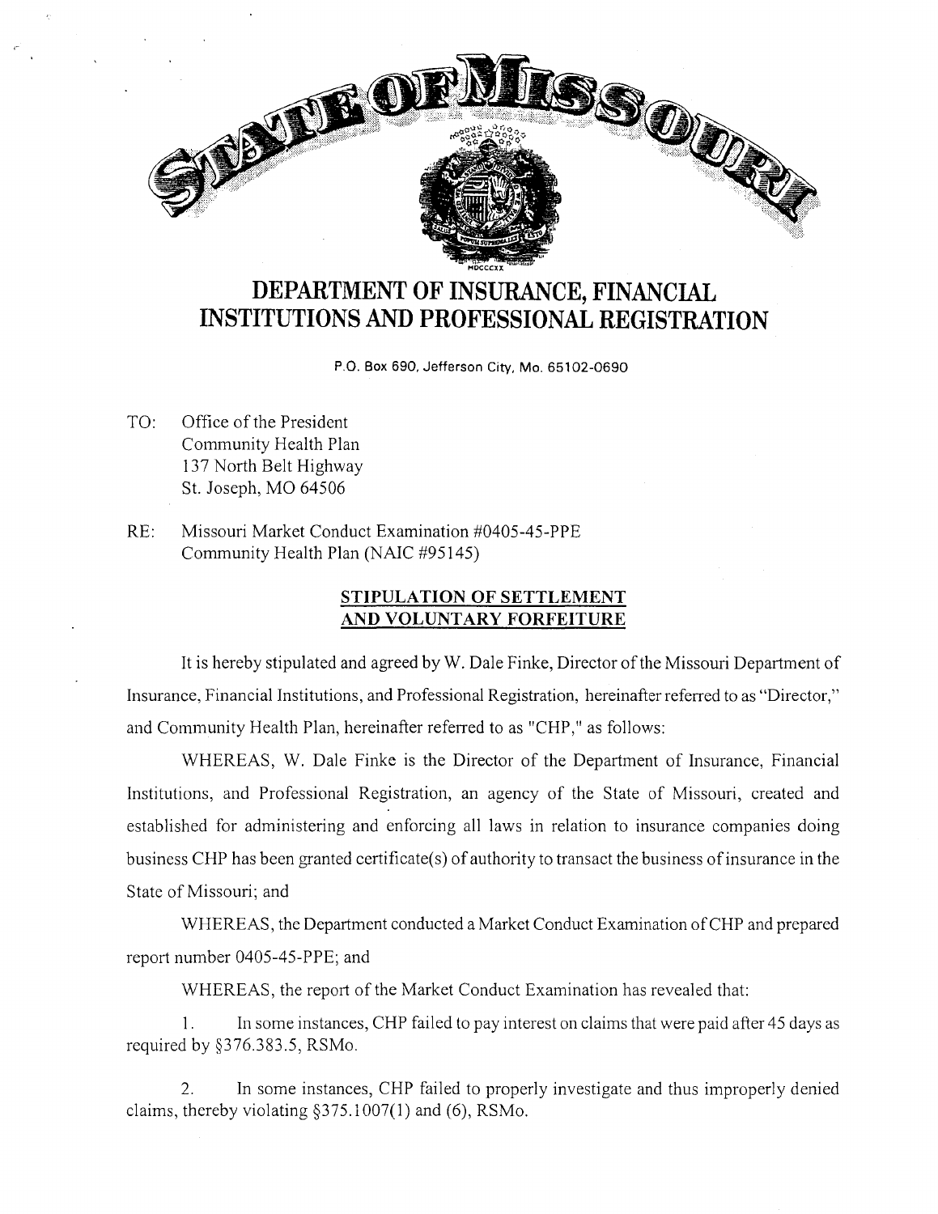# STATE OF MISSOURI

## DEPARTMENT OF INSURANCE, FINANCIAL INSTITUTIONS AND PROFESSIONAL REGISTRATION

P.O. Box 690, Jefferson City, Mo. 65102-0690

TO: Office of the President
Community Health Plan
137 North Belt Highway
St. Joseph, MO 64506

RE: Missouri Market Conduct Examination #0405-45-PPE
Community Health Plan (NAIC #95145)

**STIPULATION OF SETTLEMENT AND VOLUNTARY FORFEITURE**

It is hereby stipulated and agreed by W. Dale Finke, Director of the Missouri Department of Insurance, Financial Institutions, and Professional Registration, hereinafter referred to as "Director," and Community Health Plan, hereinafter referred to as "CHP," as follows:

WHEREAS, W. Dale Finke is the Director of the Department of Insurance, Financial Institutions, and Professional Registration, an agency of the State of Missouri, created and established for administering and enforcing all laws in relation to insurance companies doing business CHP has been granted certificate(s) of authority to transact the business of insurance in the State of Missouri; and

WHEREAS, the Department conducted a Market Conduct Examination of CHP and prepared report number 0405-45-PPE; and

WHEREAS, the report of the Market Conduct Examination has revealed that:

1. In some instances, CHP failed to pay interest on claims that were paid after 45 days as required by §376.383.5, RSMo.

2. In some instances, CHP failed to properly investigate and thus improperly denied claims, thereby violating §375.1007(1) and (6), RSMo.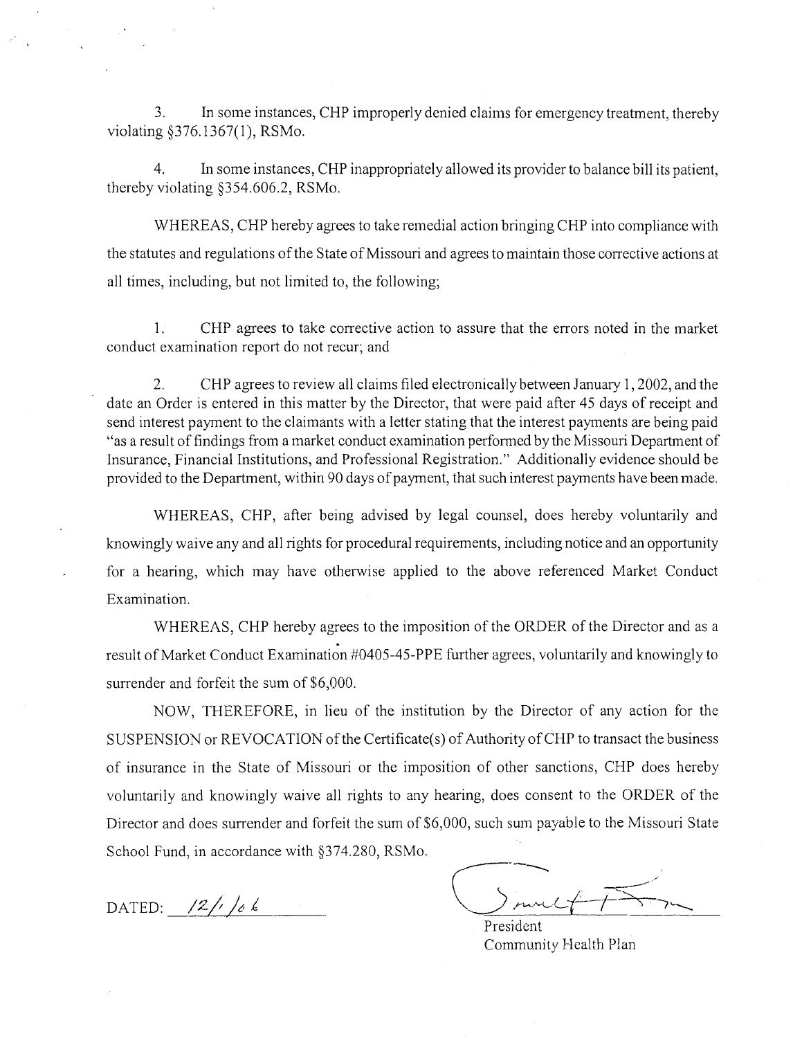3. In some instances, CHP improperly denied claims for emergency treatment, thereby violating §376.1367(1), RSMo.

4. In some instances, CHP inappropriately allowed its provider to balance bill its patient, thereby violating §354.606.2, RSMo.

WHEREAS, CHP hereby agrees to take remedial action bringing CHP into compliance with the statutes and regulations of the State of Missouri and agrees to maintain those corrective actions at all times, including, but not limited to, the following;

1. CHP agrees to take corrective action to assure that the errors noted in the market conduct examination report do not recur; and

2. CHP agrees to review all claims filed electronically between January 1, 2002, and the date an Order is entered in this matter by the Director, that were paid after 45 days of receipt and send interest payment to the claimants with a letter stating that the interest payments are being paid "as a result of findings from a market conduct examination performed by the Missouri Department of Insurance, Financial Institutions, and Professional Registration." Additionally evidence should be provided to the Department, within 90 days of payment, that such interest payments have been made.

WHEREAS, CHP, after being advised by legal counsel, does hereby voluntarily and knowingly waive any and all rights for procedural requirements, including notice and an opportunity for a hearing, which may have otherwise applied to the above referenced Market Conduct Examination.

WHEREAS, CHP hereby agrees to the imposition of the ORDER of the Director and as a result of Market Conduct Examination #0405-45-PPE further agrees, voluntarily and knowingly to surrender and forfeit the sum of $6,000.

NOW, THEREFORE, in lieu of the institution by the Director of any action for the SUSPENSION or REVOCATION of the Certificate(s) of Authority of CHP to transact the business of insurance in the State of Missouri or the imposition of other sanctions, CHP does hereby voluntarily and knowingly waive all rights to any hearing, does consent to the ORDER of the Director and does surrender and forfeit the sum of $6,000, such sum payable to the Missouri State School Fund, in accordance with §374.280, RSMo.

DATED: 12/1/06

President
Community Health Plan